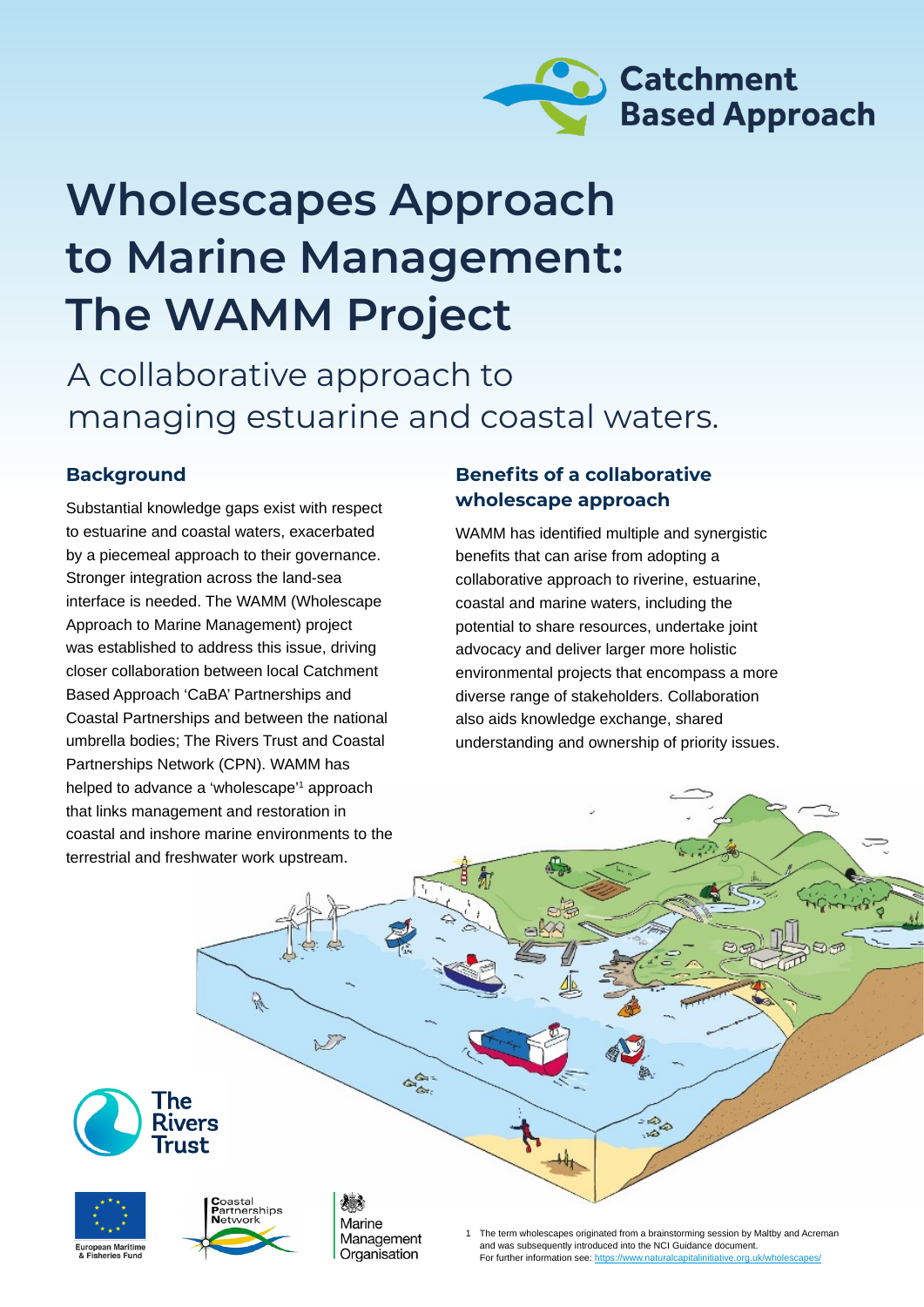# Wholescapes Approach to Marine Management: The WAMM Project

## A collaborative approach to managing estuarine and coastal waters.

### Background

Substantial knowledge gaps exist with respect to estuarine and coastal waters, exacerbated by a piecemeal approach to their governance. Stronger integration across the land-sea interface is needed. The WAMM (Wholescape Approach to Marine Management) project was established to address this issue, driving closer collaboration between local Catchment Based Approach 'CaBA' Partnerships and Coastal Partnerships and between the national umbrella bodies; The Rivers Trust and Coastal Partnerships Network (CPN). WAMM has helped to advance a 'wholescape'[1] approach that links management and restoration in coastal and inshore marine environments to the terrestrial and freshwater work upstream.

### Benefits of a collaborative wholescape approach

WAMM has identified multiple and synergistic benefits that can arise from adopting a collaborative approach to riverine, estuarine, coastal and marine waters, including the potential to share resources, undertake joint advocacy and deliver larger more holistic environmental projects that encompass a more diverse range of stakeholders. Collaboration also aids knowledge exchange, shared understanding and ownership of priority issues.

1 The term wholescapes originated from a brainstorming session by Maltby and Acreman and was subsequently introduced into the NCI Guidance document. For further information see: https://www.naturalcapitalinitiative.org.uk/wholescapes/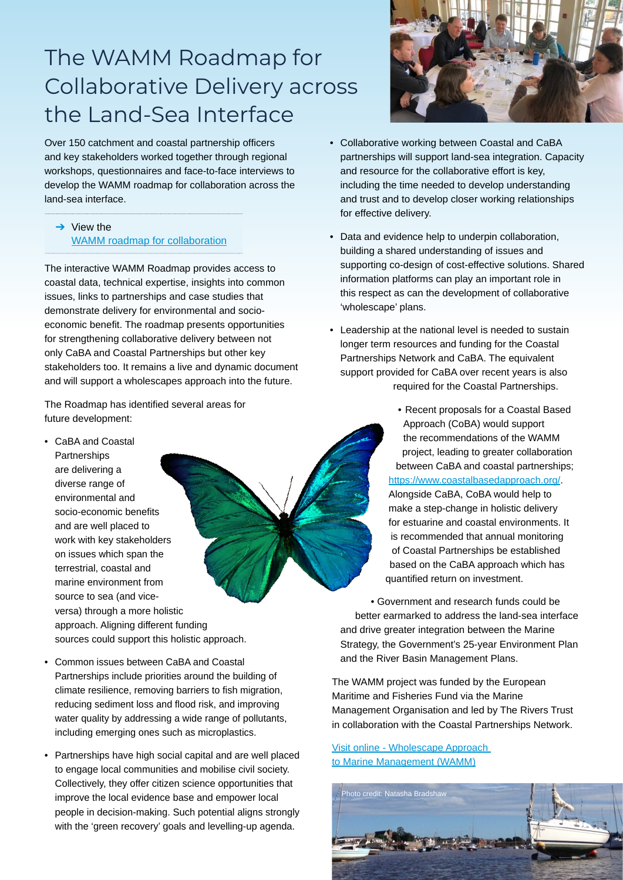# The WAMM Roadmap for Collaborative Delivery across the Land-Sea Interface

Over 150 catchment and coastal partnership officers and key stakeholders worked together through regional workshops, questionnaires and face-to-face interviews to develop the WAMM roadmap for collaboration across the land-sea interface.

→ View the [WAMM roadmap for collaboration]

The interactive WAMM Roadmap provides access to coastal data, technical expertise, insights into common issues, links to partnerships and case studies that demonstrate delivery for environmental and socio-economic benefit. The roadmap presents opportunities for strengthening collaborative delivery between not only CaBA and Coastal Partnerships but other key stakeholders too. It remains a live and dynamic document and will support a wholescapes approach into the future.

The Roadmap has identified several areas for future development:

- CaBA and Coastal Partnerships are delivering a diverse range of environmental and socio-economic benefits and are well placed to work with key stakeholders on issues which span the terrestrial, coastal and marine environment from source to sea (and vice-versa) through a more holistic approach. Aligning different funding sources could support this holistic approach.
- Common issues between CaBA and Coastal Partnerships include priorities around the building of climate resilience, removing barriers to fish migration, reducing sediment loss and flood risk, and improving water quality by addressing a wide range of pollutants, including emerging ones such as microplastics.
- Partnerships have high social capital and are well placed to engage local communities and mobilise civil society. Collectively, they offer citizen science opportunities that improve the local evidence base and empower local people in decision-making. Such potential aligns strongly with the 'green recovery' goals and levelling-up agenda.
- Collaborative working between Coastal and CaBA partnerships will support land-sea integration. Capacity and resource for the collaborative effort is key, including the time needed to develop understanding and trust and to develop closer working relationships for effective delivery.
- Data and evidence help to underpin collaboration, building a shared understanding of issues and supporting co-design of cost-effective solutions. Shared information platforms can play an important role in this respect as can the development of collaborative 'wholescape' plans.
- Leadership at the national level is needed to sustain longer term resources and funding for the Coastal Partnerships Network and CaBA. The equivalent support provided for CaBA over recent years is also required for the Coastal Partnerships.
- Recent proposals for a Coastal Based Approach (CoBA) would support the recommendations of the WAMM project, leading to greater collaboration between CaBA and coastal partnerships; https://www.coastalbasedapproach.org/. Alongside CaBA, CoBA would help to make a step-change in holistic delivery for estuarine and coastal environments. It is recommended that annual monitoring of Coastal Partnerships be established based on the CaBA approach which has quantified return on investment.
- Government and research funds could be better earmarked to address the land-sea interface and drive greater integration between the Marine Strategy, the Government's 25-year Environment Plan and the River Basin Management Plans.

The WAMM project was funded by the European Maritime and Fisheries Fund via the Marine Management Organisation and led by The Rivers Trust in collaboration with the Coastal Partnerships Network.

[Visit online - Wholescape Approach to Marine Management (WAMM)]

Photo credit: Natasha Bradshaw